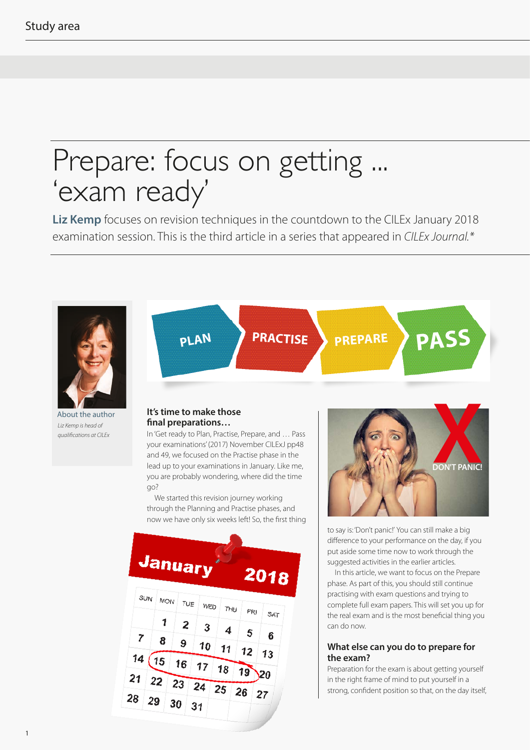# Prepare: focus on getting … 'exam ready'

**Liz Kemp** focuses on revision techniques in the countdown to the CILEx January 2018 examination session. This is the third article in a series that appeared in *CILEx Journal.**

About the author

*Liz Kemp is head of qualifications at CILEx*

### It's time to make those final preparations…

In 'Get ready to Plan, Practise, Prepare, and … Pass your examinations' (2017) November CILExJ pp48 and 49, we focused on the Practise phase in the lead up to your examinations in January. Like me, you are probably wondering, where did the time go?

We started this revision journey working through the Planning and Practise phases, and now we have only six weeks left! So, the first thing to say is: 'Don't panic!' You can still make a big difference to your performance on the day, if you put aside some time now to work through the suggested activities in the earlier articles.

In this article, we want to focus on the Prepare phase. As part of this, you should still continue practising with exam questions and trying to complete full exam papers. This will set you up for the real exam and is the most beneficial thing you can do now.

### What else can you do to prepare for the exam?

Preparation for the exam is about getting yourself in the right frame of mind to put yourself in a strong, confident position so that, on the day itself,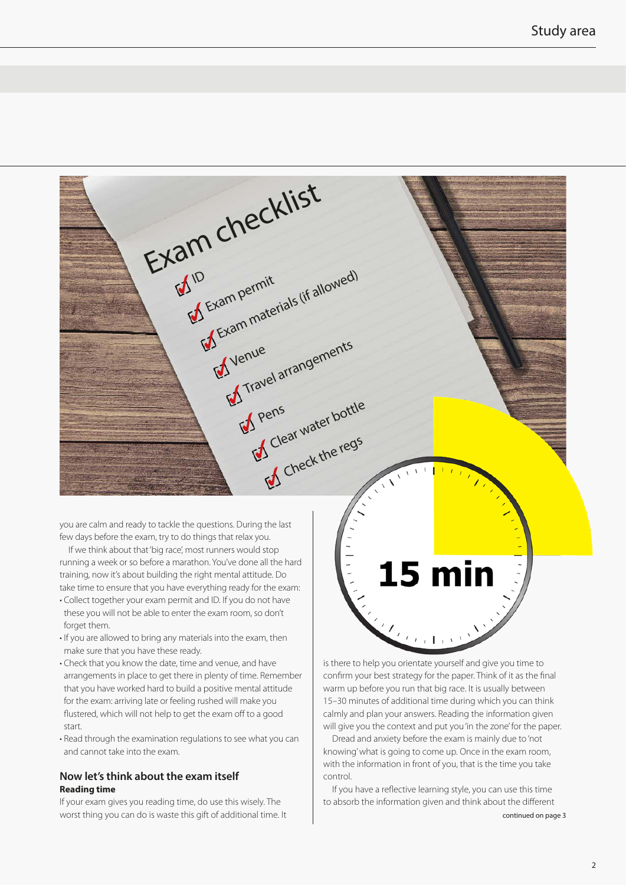Exam checklist

- ID
- Exam permit
- Exam materials (if allowed)
- Venue
- Travel arrangements
- Pens
- Clear water bottle
- Check the regs

you are calm and ready to tackle the questions. During the last few days before the exam, try to do things that relax you.

If we think about that 'big race', most runners would stop running a week or so before a marathon. You've done all the hard training, now it's about building the right mental attitude. Do take time to ensure that you have everything ready for the exam:

- Collect together your exam permit and ID. If you do not have these you will not be able to enter the exam room, so don't forget them.
- If you are allowed to bring any materials into the exam, then make sure that you have these ready.
- Check that you know the date, time and venue, and have arrangements in place to get there in plenty of time. Remember that you have worked hard to build a positive mental attitude for the exam: arriving late or feeling rushed will make you flustered, which will not help to get the exam off to a good start.
- Read through the examination regulations to see what you can and cannot take into the exam.

## Now let's think about the exam itself

### Reading time

If your exam gives you reading time, do use this wisely. The worst thing you can do is waste this gift of additional time. It is there to help you orientate yourself and give you time to confirm your best strategy for the paper. Think of it as the final warm up before you run that big race. It is usually between 15–30 minutes of additional time during which you can think calmly and plan your answers. Reading the information given will give you the context and put you 'in the zone' for the paper.

15 min

Dread and anxiety before the exam is mainly due to 'not knowing' what is going to come up. Once in the exam room, with the information in front of you, that is the time you take control.

If you have a reflective learning style, you can use this time to absorb the information given and think about the different

continued on page 3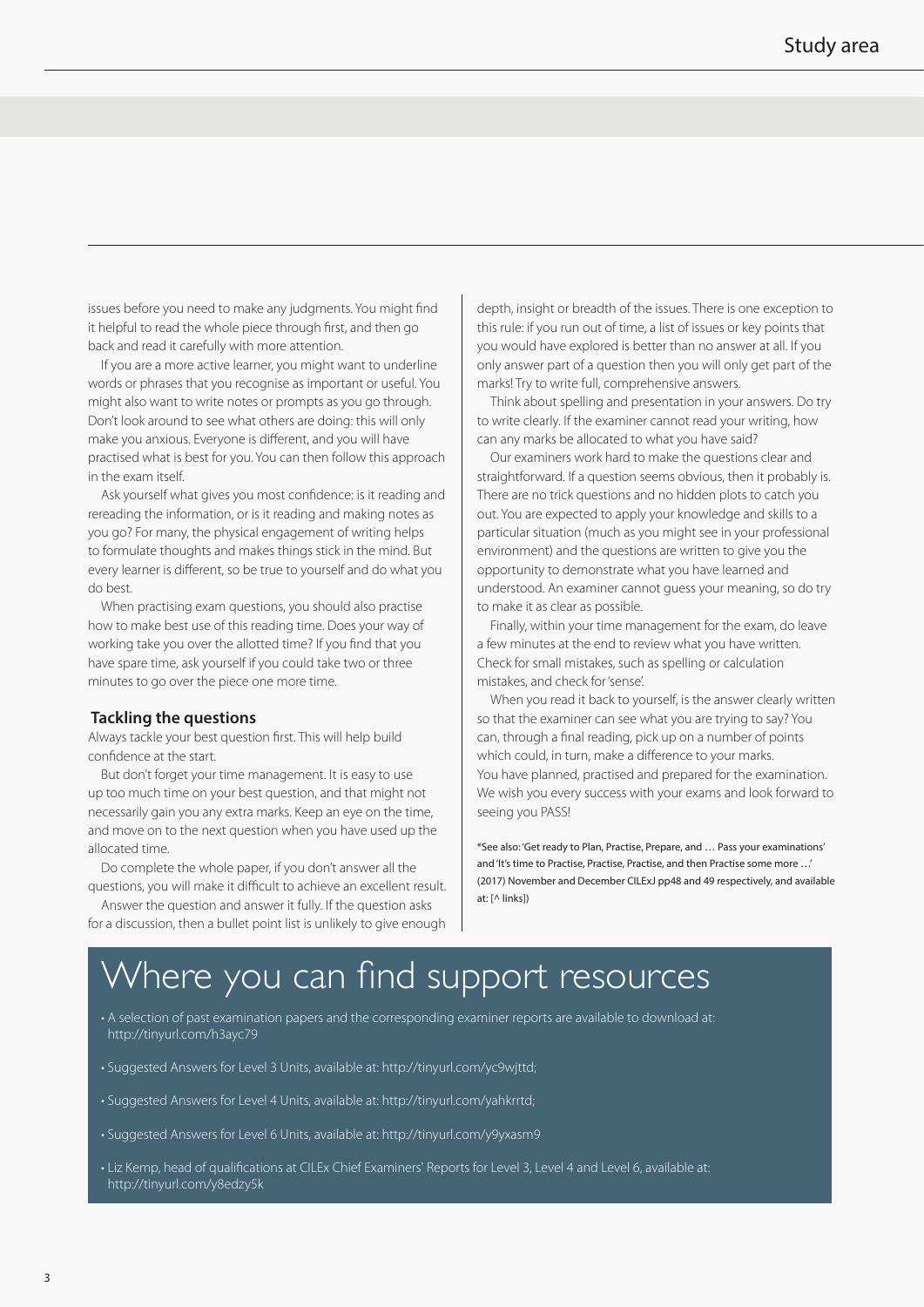issues before you need to make any judgments. You might find it helpful to read the whole piece through first, and then go back and read it carefully with more attention.

If you are a more active learner, you might want to underline words or phrases that you recognise as important or useful. You might also want to write notes or prompts as you go through. Don't look around to see what others are doing: this will only make you anxious. Everyone is different, and you will have practised what is best for you. You can then follow this approach in the exam itself.

Ask yourself what gives you most confidence: is it reading and rereading the information, or is it reading and making notes as you go? For many, the physical engagement of writing helps to formulate thoughts and makes things stick in the mind. But every learner is different, so be true to yourself and do what you do best.

When practising exam questions, you should also practise how to make best use of this reading time. Does your way of working take you over the allotted time? If you find that you have spare time, ask yourself if you could take two or three minutes to go over the piece one more time.

## Tackling the questions

Always tackle your best question first. This will help build confidence at the start.

But don't forget your time management. It is easy to use up too much time on your best question, and that might not necessarily gain you any extra marks. Keep an eye on the time, and move on to the next question when you have used up the allocated time.

Do complete the whole paper, if you don't answer all the questions, you will make it difficult to achieve an excellent result.

Answer the question and answer it fully. If the question asks for a discussion, then a bullet point list is unlikely to give enough depth, insight or breadth of the issues. There is one exception to this rule: if you run out of time, a list of issues or key points that you would have explored is better than no answer at all. If you only answer part of a question then you will only get part of the marks! Try to write full, comprehensive answers.

Think about spelling and presentation in your answers. Do try to write clearly. If the examiner cannot read your writing, how can any marks be allocated to what you have said?

Our examiners work hard to make the questions clear and straightforward. If a question seems obvious, then it probably is. There are no trick questions and no hidden plots to catch you out. You are expected to apply your knowledge and skills to a particular situation (much as you might see in your professional environment) and the questions are written to give you the opportunity to demonstrate what you have learned and understood. An examiner cannot guess your meaning, so do try to make it as clear as possible.

Finally, within your time management for the exam, do leave a few minutes at the end to review what you have written. Check for small mistakes, such as spelling or calculation mistakes, and check for 'sense'.

When you read it back to yourself, is the answer clearly written so that the examiner can see what you are trying to say? You can, through a final reading, pick up on a number of points which could, in turn, make a difference to your marks.
You have planned, practised and prepared for the examination. We wish you every success with your exams and look forward to seeing you PASS!

*See also: 'Get ready to Plan, Practise, Prepare, and … Pass your examinations' and 'It's time to Practise, Practise, Practise, and then Practise some more …' (2017) November and December CILExJ pp48 and 49 respectively, and available at: [^ links])

# Where you can find support resources

- A selection of past examination papers and the corresponding examiner reports are available to download at: http://tinyurl.com/h3ayc79
- Suggested Answers for Level 3 Units, available at: http://tinyurl.com/yc9wjttd;
- Suggested Answers for Level 4 Units, available at: http://tinyurl.com/yahkrrtd;
- Suggested Answers for Level 6 Units, available at: http://tinyurl.com/y9yxasm9
- Liz Kemp, head of qualifications at CILEx Chief Examiners' Reports for Level 3, Level 4 and Level 6, available at: http://tinyurl.com/y8edzy5k